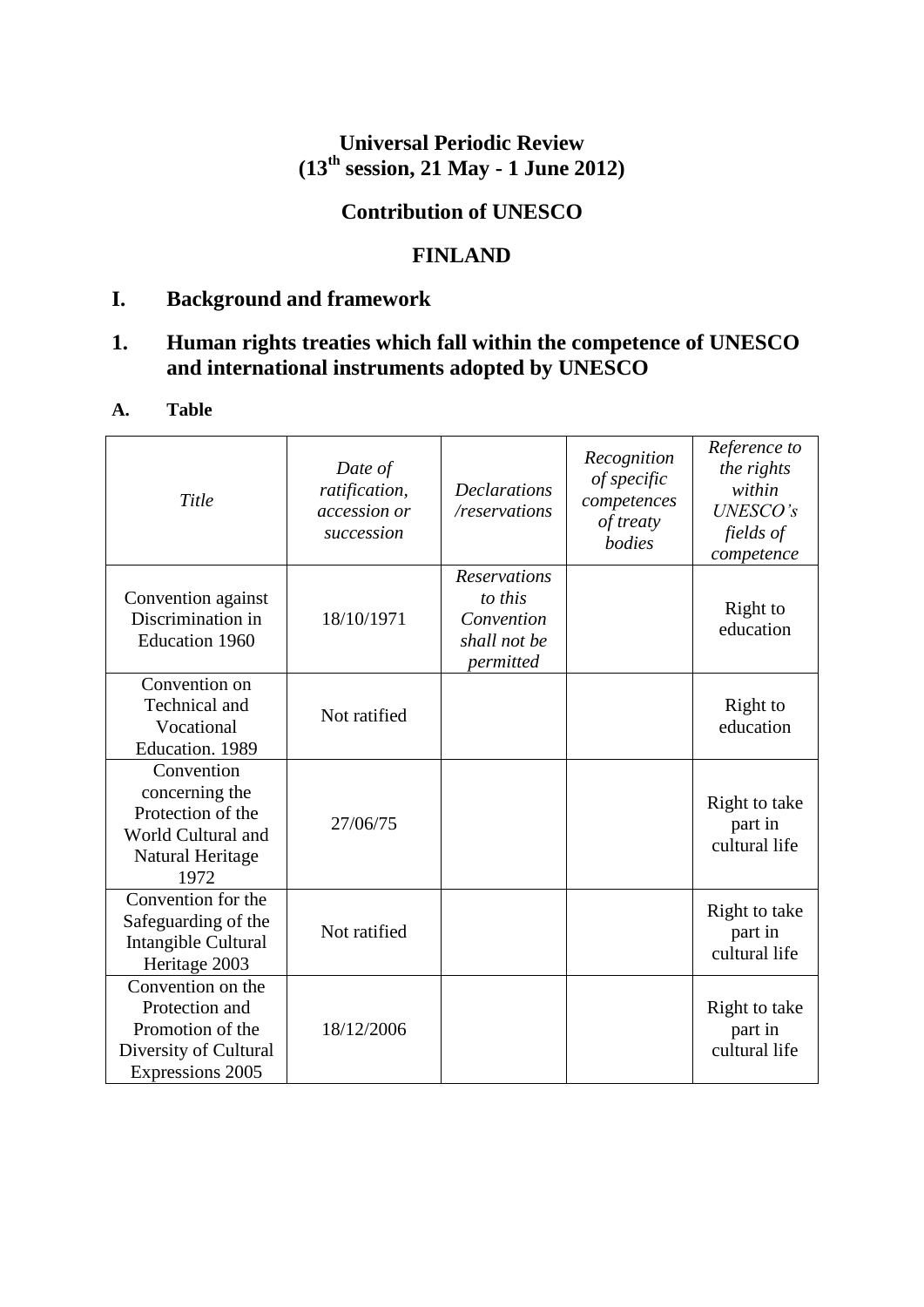# Universal Periodic Review
## (13th session, 21 May - 1 June 2012)

## Contribution of UNESCO

## FINLAND

## I. Background and framework

## 1. Human rights treaties which fall within the competence of UNESCO and international instruments adopted by UNESCO

### A. Table

| *Title* | *Date of ratification, accession or succession* | *Declarations /reservations* | *Recognition of specific competences of treaty bodies* | *Reference to the rights within UNESCO's fields of competence* |
|---|---|---|---|---|
| Convention against Discrimination in Education 1960 | 18/10/1971 | *Reservations to this Convention shall not be permitted* | | Right to education |
| Convention on Technical and Vocational Education. 1989 | Not ratified | | | Right to education |
| Convention concerning the Protection of the World Cultural and Natural Heritage 1972 | 27/06/75 | | | Right to take part in cultural life |
| Convention for the Safeguarding of the Intangible Cultural Heritage 2003 | Not ratified | | | Right to take part in cultural life |
| Convention on the Protection and Promotion of the Diversity of Cultural Expressions 2005 | 18/12/2006 | | | Right to take part in cultural life |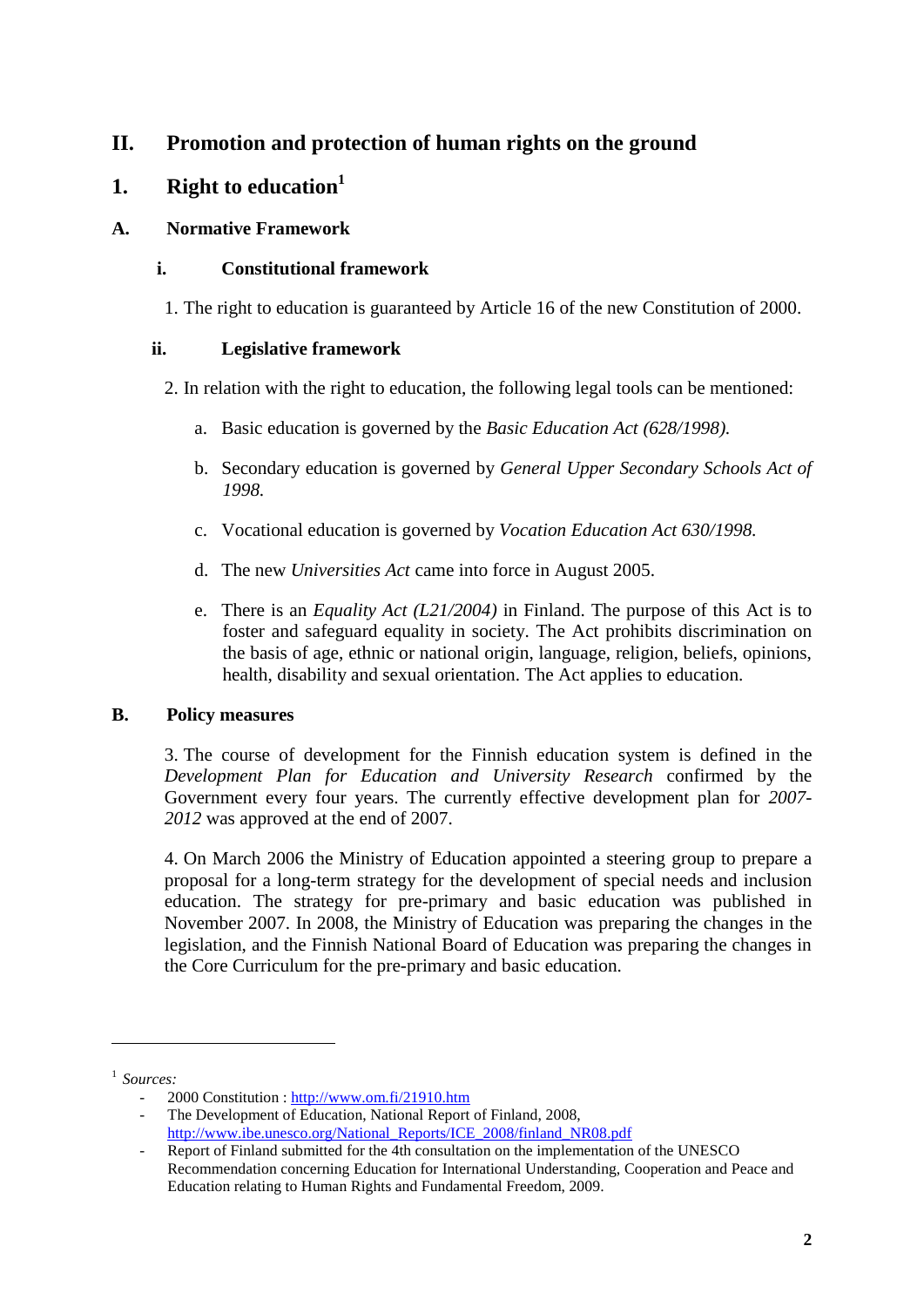# II. Promotion and protection of human rights on the ground

## 1. Right to education[1]

### A. Normative Framework

#### i. Constitutional framework

1. The right to education is guaranteed by Article 16 of the new Constitution of 2000.

#### ii. Legislative framework

2. In relation with the right to education, the following legal tools can be mentioned:

   a. Basic education is governed by the *Basic Education Act (628/1998).*

   b. Secondary education is governed by *General Upper Secondary Schools Act of 1998.*

   c. Vocational education is governed by *Vocation Education Act 630/1998.*

   d. The new *Universities Act* came into force in August 2005.

   e. There is an *Equality Act (L21/2004)* in Finland. The purpose of this Act is to foster and safeguard equality in society. The Act prohibits discrimination on the basis of age, ethnic or national origin, language, religion, beliefs, opinions, health, disability and sexual orientation. The Act applies to education.

### B. Policy measures

3. The course of development for the Finnish education system is defined in the *Development Plan for Education and University Research* confirmed by the Government every four years. The currently effective development plan for *2007-2012* was approved at the end of 2007.

4. On March 2006 the Ministry of Education appointed a steering group to prepare a proposal for a long-term strategy for the development of special needs and inclusion education. The strategy for pre-primary and basic education was published in November 2007. In 2008, the Ministry of Education was preparing the changes in the legislation, and the Finnish National Board of Education was preparing the changes in the Core Curriculum for the pre-primary and basic education.

---

[1] *Sources:*

- 2000 Constitution : http://www.om.fi/21910.htm
- The Development of Education, National Report of Finland, 2008, http://www.ibe.unesco.org/National_Reports/ICE_2008/finland_NR08.pdf
- Report of Finland submitted for the 4th consultation on the implementation of the UNESCO Recommendation concerning Education for International Understanding, Cooperation and Peace and Education relating to Human Rights and Fundamental Freedom, 2009.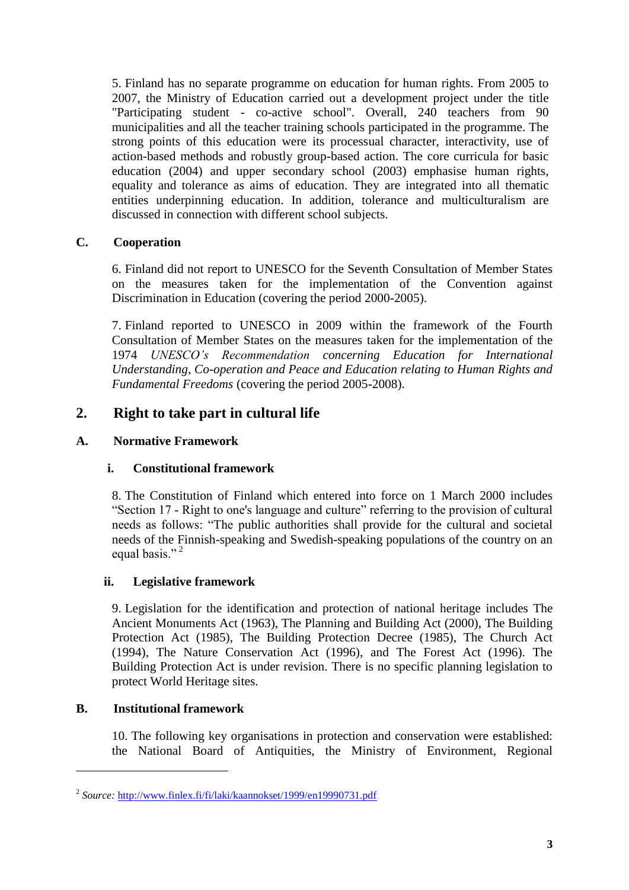5. Finland has no separate programme on education for human rights. From 2005 to 2007, the Ministry of Education carried out a development project under the title "Participating student - co-active school". Overall, 240 teachers from 90 municipalities and all the teacher training schools participated in the programme. The strong points of this education were its processual character, interactivity, use of action-based methods and robustly group-based action. The core curricula for basic education (2004) and upper secondary school (2003) emphasise human rights, equality and tolerance as aims of education. They are integrated into all thematic entities underpinning education. In addition, tolerance and multiculturalism are discussed in connection with different school subjects.

### C. Cooperation

6. Finland did not report to UNESCO for the Seventh Consultation of Member States on the measures taken for the implementation of the Convention against Discrimination in Education (covering the period 2000-2005).

7. Finland reported to UNESCO in 2009 within the framework of the Fourth Consultation of Member States on the measures taken for the implementation of the 1974 *UNESCO's Recommendation concerning Education for International Understanding, Co-operation and Peace and Education relating to Human Rights and Fundamental Freedoms* (covering the period 2005-2008).

## 2. Right to take part in cultural life

### A. Normative Framework

#### i. Constitutional framework

8. The Constitution of Finland which entered into force on 1 March 2000 includes "Section 17 - Right to one's language and culture" referring to the provision of cultural needs as follows: "The public authorities shall provide for the cultural and societal needs of the Finnish-speaking and Swedish-speaking populations of the country on an equal basis." [2]

#### ii. Legislative framework

9. Legislation for the identification and protection of national heritage includes The Ancient Monuments Act (1963), The Planning and Building Act (2000), The Building Protection Act (1985), The Building Protection Decree (1985), The Church Act (1994), The Nature Conservation Act (1996), and The Forest Act (1996). The Building Protection Act is under revision. There is no specific planning legislation to protect World Heritage sites.

### B. Institutional framework

10. The following key organisations in protection and conservation were established: the National Board of Antiquities, the Ministry of Environment, Regional

---

[2] *Source:* http://www.finlex.fi/fi/laki/kaannokset/1999/en19990731.pdf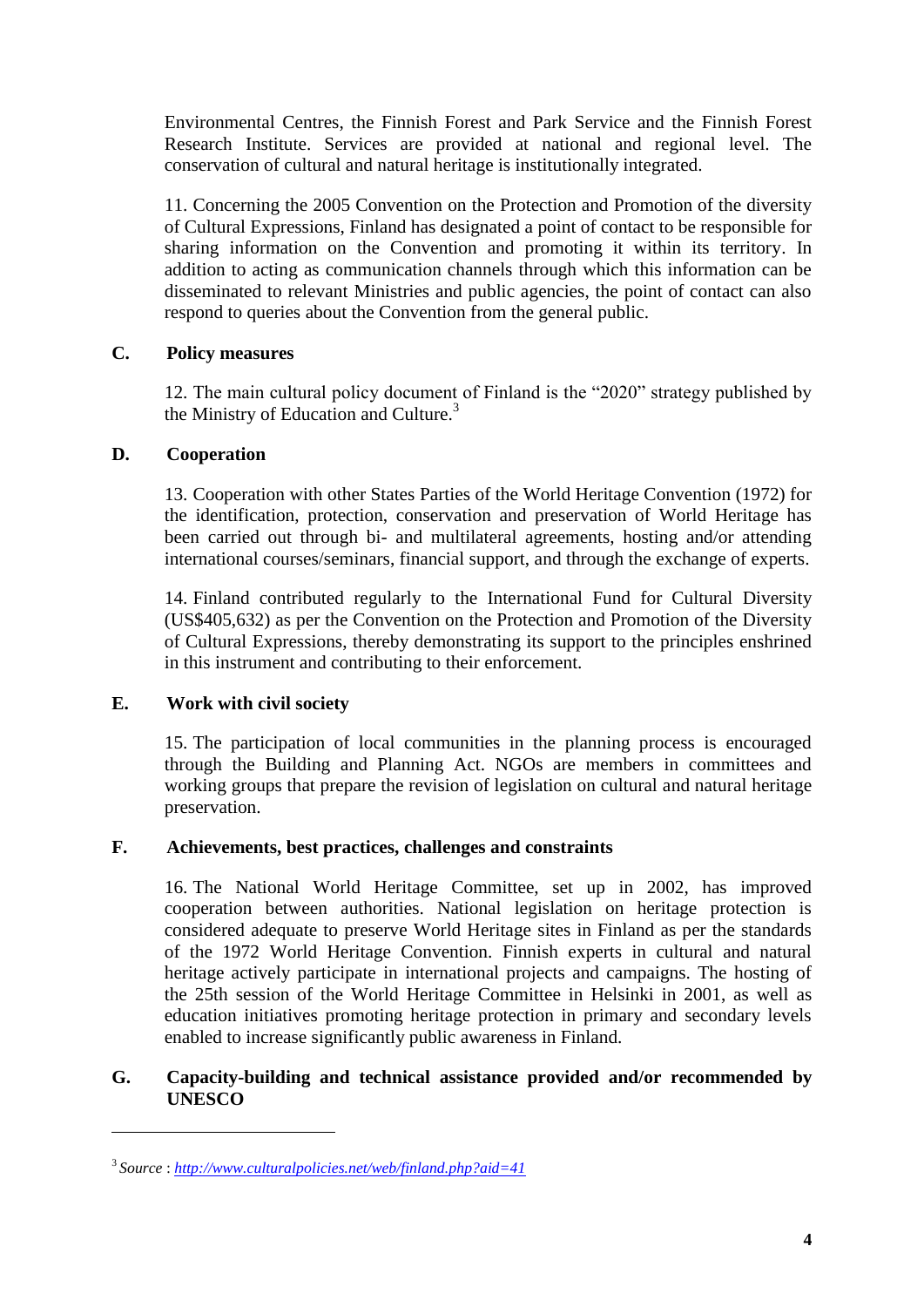Environmental Centres, the Finnish Forest and Park Service and the Finnish Forest Research Institute. Services are provided at national and regional level. The conservation of cultural and natural heritage is institutionally integrated.

11. Concerning the 2005 Convention on the Protection and Promotion of the diversity of Cultural Expressions, Finland has designated a point of contact to be responsible for sharing information on the Convention and promoting it within its territory. In addition to acting as communication channels through which this information can be disseminated to relevant Ministries and public agencies, the point of contact can also respond to queries about the Convention from the general public.

## C. Policy measures

12. The main cultural policy document of Finland is the "2020" strategy published by the Ministry of Education and Culture.[3]

## D. Cooperation

13. Cooperation with other States Parties of the World Heritage Convention (1972) for the identification, protection, conservation and preservation of World Heritage has been carried out through bi- and multilateral agreements, hosting and/or attending international courses/seminars, financial support, and through the exchange of experts.

14. Finland contributed regularly to the International Fund for Cultural Diversity (US$405,632) as per the Convention on the Protection and Promotion of the Diversity of Cultural Expressions, thereby demonstrating its support to the principles enshrined in this instrument and contributing to their enforcement.

## E. Work with civil society

15. The participation of local communities in the planning process is encouraged through the Building and Planning Act. NGOs are members in committees and working groups that prepare the revision of legislation on cultural and natural heritage preservation.

## F. Achievements, best practices, challenges and constraints

16. The National World Heritage Committee, set up in 2002, has improved cooperation between authorities. National legislation on heritage protection is considered adequate to preserve World Heritage sites in Finland as per the standards of the 1972 World Heritage Convention. Finnish experts in cultural and natural heritage actively participate in international projects and campaigns. The hosting of the 25th session of the World Heritage Committee in Helsinki in 2001, as well as education initiatives promoting heritage protection in primary and secondary levels enabled to increase significantly public awareness in Finland.

## G. Capacity-building and technical assistance provided and/or recommended by UNESCO

---

[3] *Source* : *http://www.culturalpolicies.net/web/finland.php?aid=41*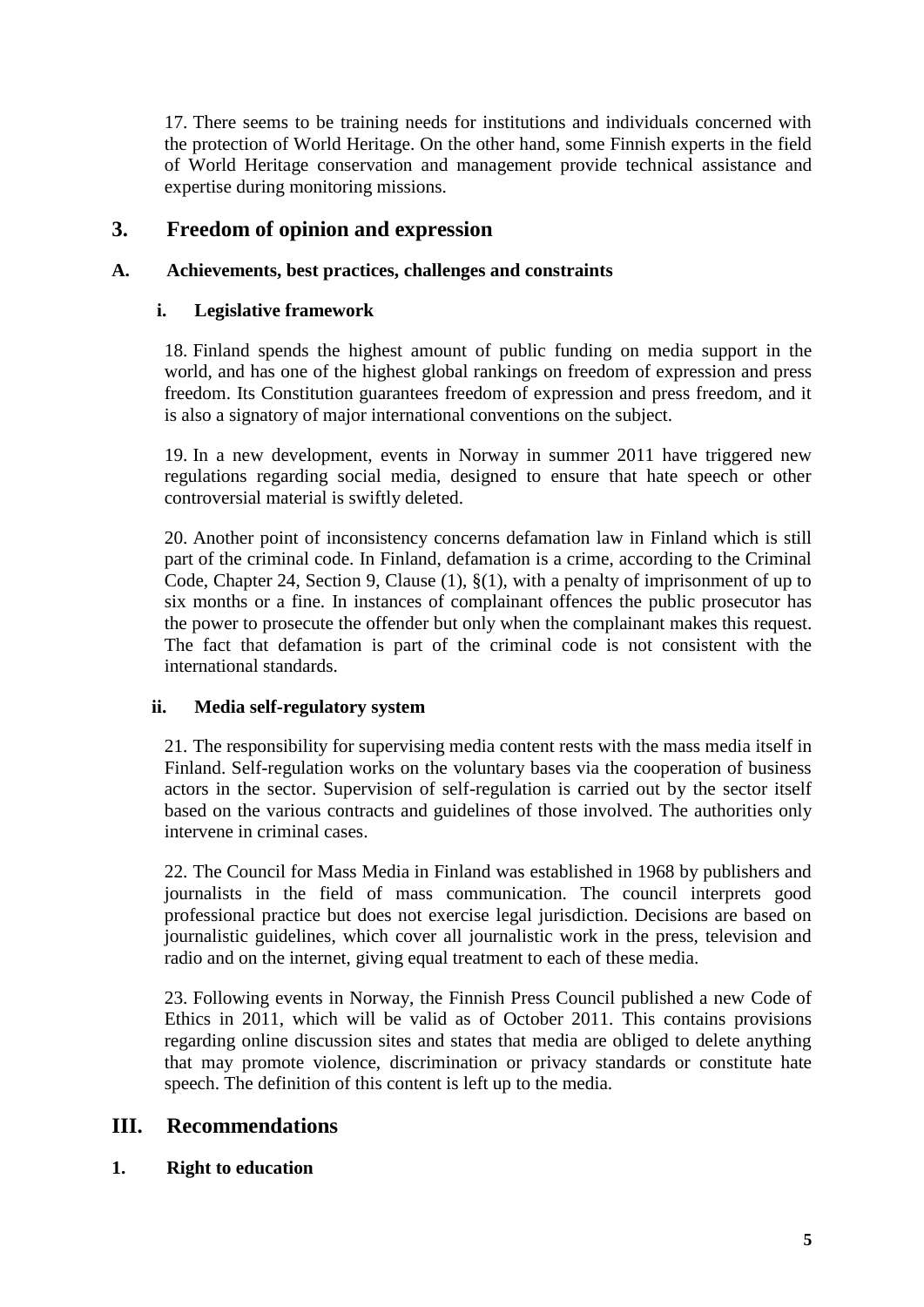17. There seems to be training needs for institutions and individuals concerned with the protection of World Heritage. On the other hand, some Finnish experts in the field of World Heritage conservation and management provide technical assistance and expertise during monitoring missions.

## 3. Freedom of opinion and expression

### A. Achievements, best practices, challenges and constraints

#### i. Legislative framework

18. Finland spends the highest amount of public funding on media support in the world, and has one of the highest global rankings on freedom of expression and press freedom. Its Constitution guarantees freedom of expression and press freedom, and it is also a signatory of major international conventions on the subject.

19. In a new development, events in Norway in summer 2011 have triggered new regulations regarding social media, designed to ensure that hate speech or other controversial material is swiftly deleted.

20. Another point of inconsistency concerns defamation law in Finland which is still part of the criminal code. In Finland, defamation is a crime, according to the Criminal Code, Chapter 24, Section 9, Clause (1), §(1), with a penalty of imprisonment of up to six months or a fine. In instances of complainant offences the public prosecutor has the power to prosecute the offender but only when the complainant makes this request. The fact that defamation is part of the criminal code is not consistent with the international standards.

#### ii. Media self-regulatory system

21. The responsibility for supervising media content rests with the mass media itself in Finland. Self-regulation works on the voluntary bases via the cooperation of business actors in the sector. Supervision of self-regulation is carried out by the sector itself based on the various contracts and guidelines of those involved. The authorities only intervene in criminal cases.

22. The Council for Mass Media in Finland was established in 1968 by publishers and journalists in the field of mass communication. The council interprets good professional practice but does not exercise legal jurisdiction. Decisions are based on journalistic guidelines, which cover all journalistic work in the press, television and radio and on the internet, giving equal treatment to each of these media.

23. Following events in Norway, the Finnish Press Council published a new Code of Ethics in 2011, which will be valid as of October 2011. This contains provisions regarding online discussion sites and states that media are obliged to delete anything that may promote violence, discrimination or privacy standards or constitute hate speech. The definition of this content is left up to the media.

# III. Recommendations

## 1. Right to education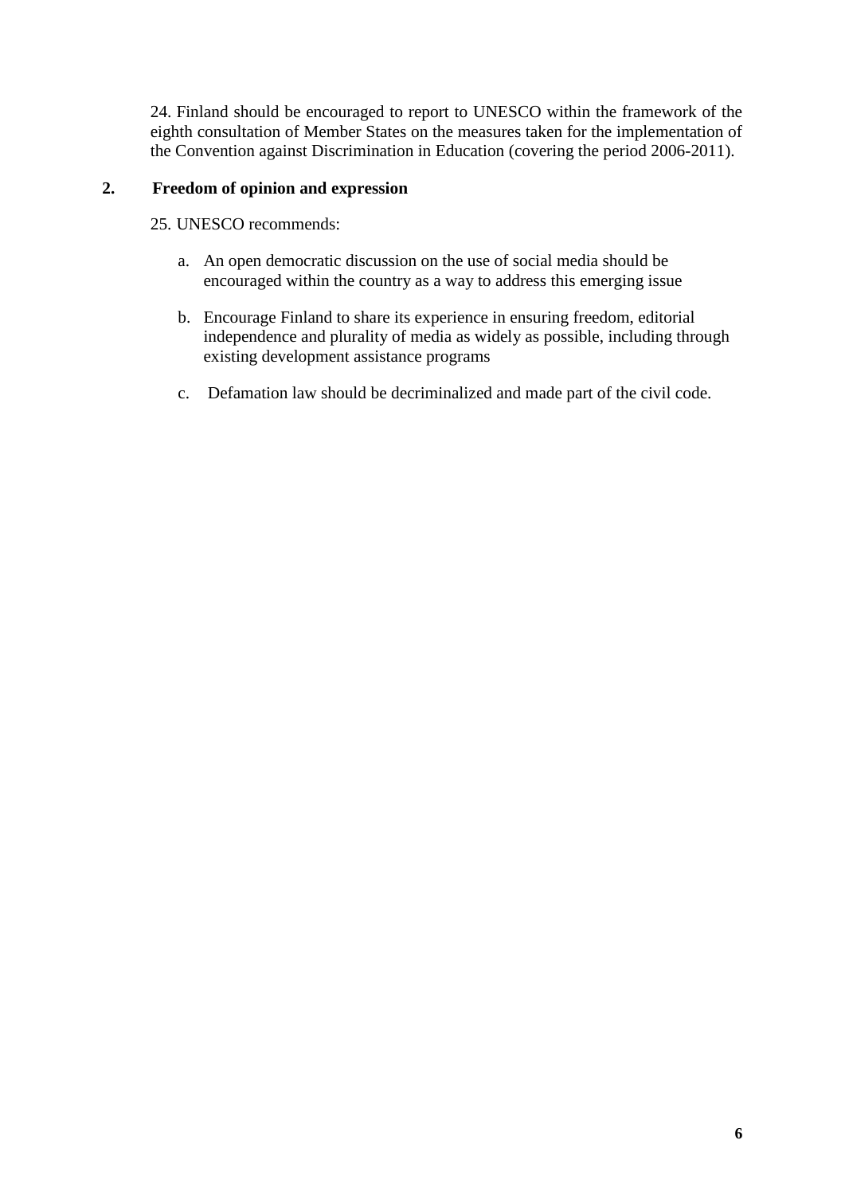24. Finland should be encouraged to report to UNESCO within the framework of the eighth consultation of Member States on the measures taken for the implementation of the Convention against Discrimination in Education (covering the period 2006-2011).

## 2. Freedom of opinion and expression

25. UNESCO recommends:

a. An open democratic discussion on the use of social media should be encouraged within the country as a way to address this emerging issue

b. Encourage Finland to share its experience in ensuring freedom, editorial independence and plurality of media as widely as possible, including through existing development assistance programs

c. Defamation law should be decriminalized and made part of the civil code.